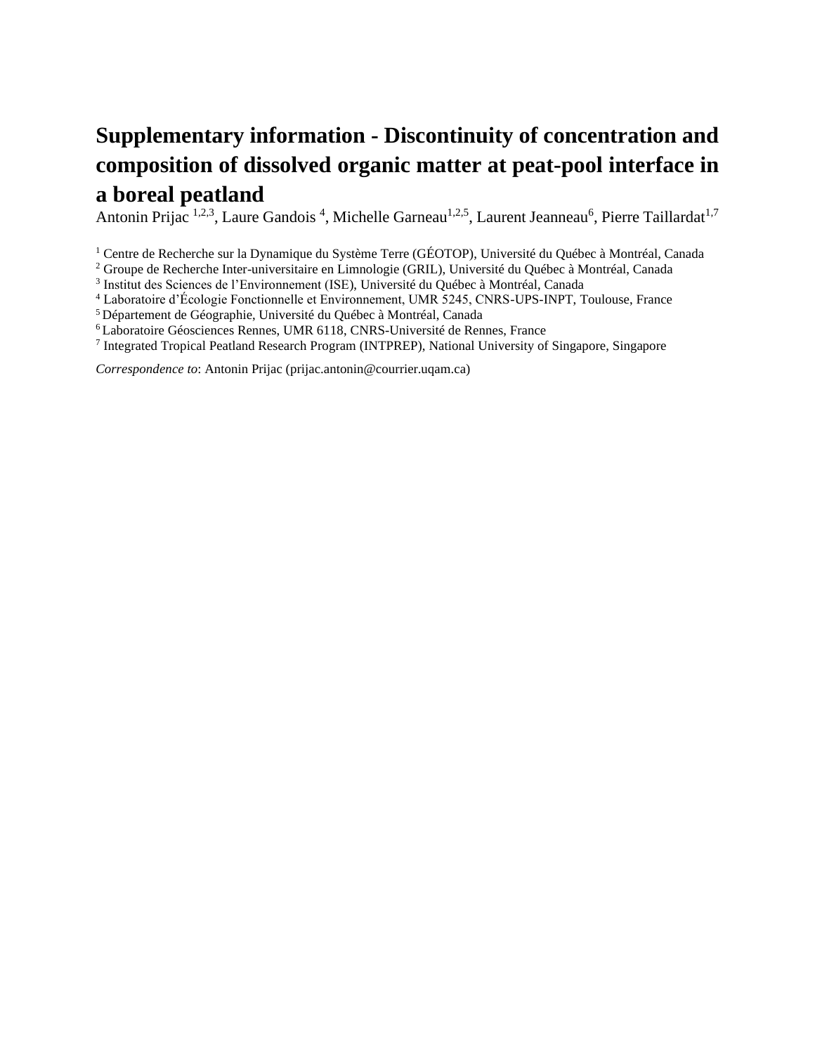# Supplementary information - Discontinuity of concentration and composition of dissolved organic matter at peat-pool interface in a boreal peatland

Antonin Prijac [1,2,3], Laure Gandois [4], Michelle Garneau[1,2,5], Laurent Jeanneau[6], Pierre Taillardat[1,7]

[1] Centre de Recherche sur la Dynamique du Système Terre (GÉOTOP), Université du Québec à Montréal, Canada
[2] Groupe de Recherche Inter-universitaire en Limnologie (GRIL), Université du Québec à Montréal, Canada
[3] Institut des Sciences de l'Environnement (ISE), Université du Québec à Montréal, Canada
[4] Laboratoire d'Écologie Fonctionnelle et Environnement, UMR 5245, CNRS-UPS-INPT, Toulouse, France
[5] Département de Géographie, Université du Québec à Montréal, Canada
[6] Laboratoire Géosciences Rennes, UMR 6118, CNRS-Université de Rennes, France
[7] Integrated Tropical Peatland Research Program (INTPREP), National University of Singapore, Singapore

*Correspondence to*: Antonin Prijac (prijac.antonin@courrier.uqam.ca)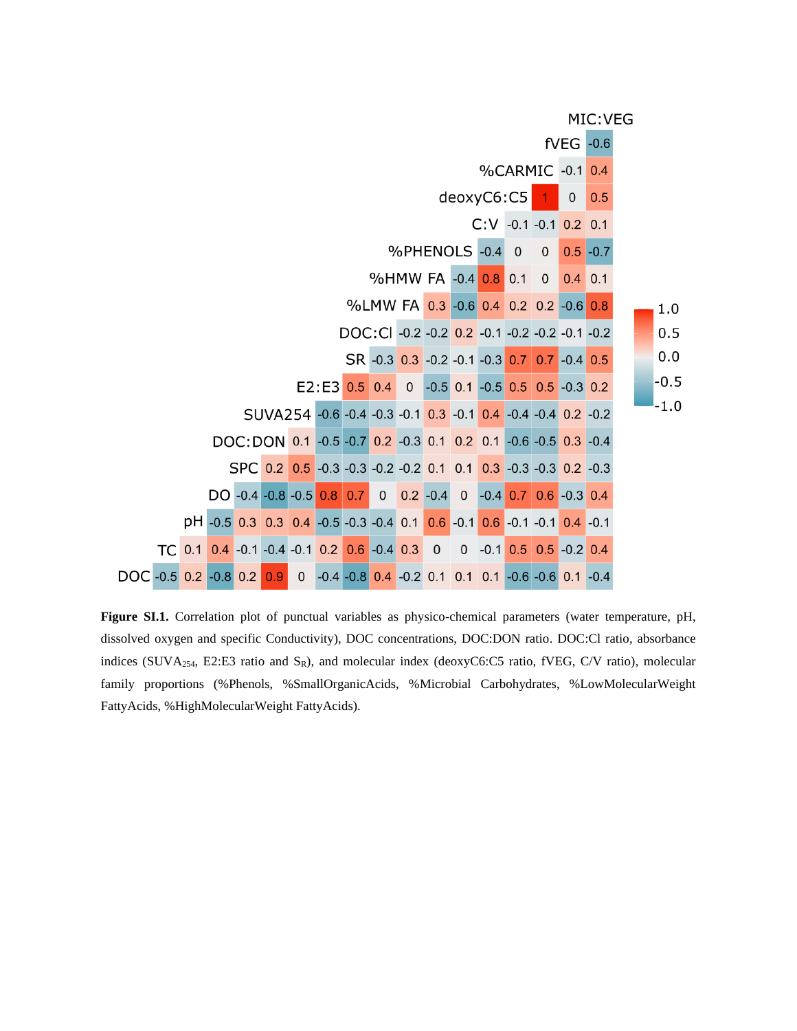| | DOC | TC | pH | DO | SPC | DOC:DON | SUVA254 | E2:E3 | SR | DOC:Cl | %LMW FA | %HMW FA | %PHENOLS | C:V | deoxyC6:C5 | %CARMIC | fVEG |
|---|---|---|---|---|---|---|---|---|---|---|---|---|---|---|---|---|---|
| TC | -0.5 | | | | | | | | | | | | | | | | |
| pH | 0.2 | 0.1 | | | | | | | | | | | | | | | |
| DO | -0.8 | 0.4 | -0.5 | | | | | | | | | | | | | | |
| SPC | 0.2 | -0.1 | 0.3 | -0.4 | | | | | | | | | | | | | |
| DOC:DON | 0.9 | -0.4 | 0.3 | -0.8 | 0.2 | | | | | | | | | | | | |
| SUVA254 | 0 | -0.1 | 0.4 | -0.5 | 0.5 | 0.1 | | | | | | | | | | | |
| E2:E3 | -0.4 | 0.2 | -0.5 | 0.8 | -0.3 | -0.5 | -0.6 | | | | | | | | | | |
| SR | -0.8 | 0.6 | -0.3 | 0.7 | -0.3 | -0.7 | -0.4 | 0.5 | | | | | | | | | |
| DOC:Cl | 0.4 | -0.4 | -0.4 | 0 | -0.2 | 0.2 | -0.3 | 0.4 | -0.3 | | | | | | | | |
| %LMW FA | -0.2 | 0.3 | 0.1 | 0.2 | -0.2 | -0.3 | -0.1 | 0 | 0.3 | -0.2 | | | | | | | |
| %HMW FA | 0.1 | 0 | 0.6 | -0.4 | 0.1 | 0.1 | 0.3 | -0.5 | -0.2 | -0.2 | 0.3 | | | | | | |
| %PHENOLS | 0.1 | 0 | -0.1 | 0 | 0.1 | 0.2 | -0.1 | 0.1 | -0.1 | 0.2 | -0.6 | -0.4 | | | | | |
| C:V | 0.1 | -0.1 | 0.6 | -0.4 | 0.3 | 0.1 | 0.4 | -0.5 | -0.3 | -0.1 | 0.4 | 0.8 | -0.4 | | | | |
| deoxyC6:C5 | -0.6 | 0.5 | -0.1 | 0.7 | -0.3 | -0.6 | -0.4 | 0.5 | 0.7 | -0.2 | 0.2 | 0.1 | 0 | -0.1 | | | |
| %CARMIC | -0.6 | 0.5 | -0.1 | 0.6 | -0.3 | -0.5 | -0.4 | 0.5 | 0.7 | -0.2 | 0.2 | 0 | 0 | -0.1 | 1 | | |
| fVEG | 0.1 | -0.2 | 0.4 | -0.3 | 0.2 | 0.3 | 0.2 | -0.3 | -0.4 | -0.1 | -0.6 | 0.4 | 0.5 | 0.2 | 0 | -0.1 | |
| MIC:VEG | -0.4 | 0.4 | -0.1 | 0.4 | -0.3 | -0.4 | -0.2 | 0.2 | 0.5 | -0.2 | 0.8 | 0.1 | -0.7 | 0.1 | 0.5 | 0.4 | -0.6 |

**Figure SI.1.** Correlation plot of punctual variables as physico-chemical parameters (water temperature, pH, dissolved oxygen and specific Conductivity), DOC concentrations, DOC:DON ratio. DOC:Cl ratio, absorbance indices ($SUVA_{254}$, E2:E3 ratio and $S_R$), and molecular index (deoxyC6:C5 ratio, fVEG, C/V ratio), molecular family proportions (%Phenols, %SmallOrganicAcids, %Microbial Carbohydrates, %LowMolecularWeight FattyAcids, %HighMolecularWeight FattyAcids).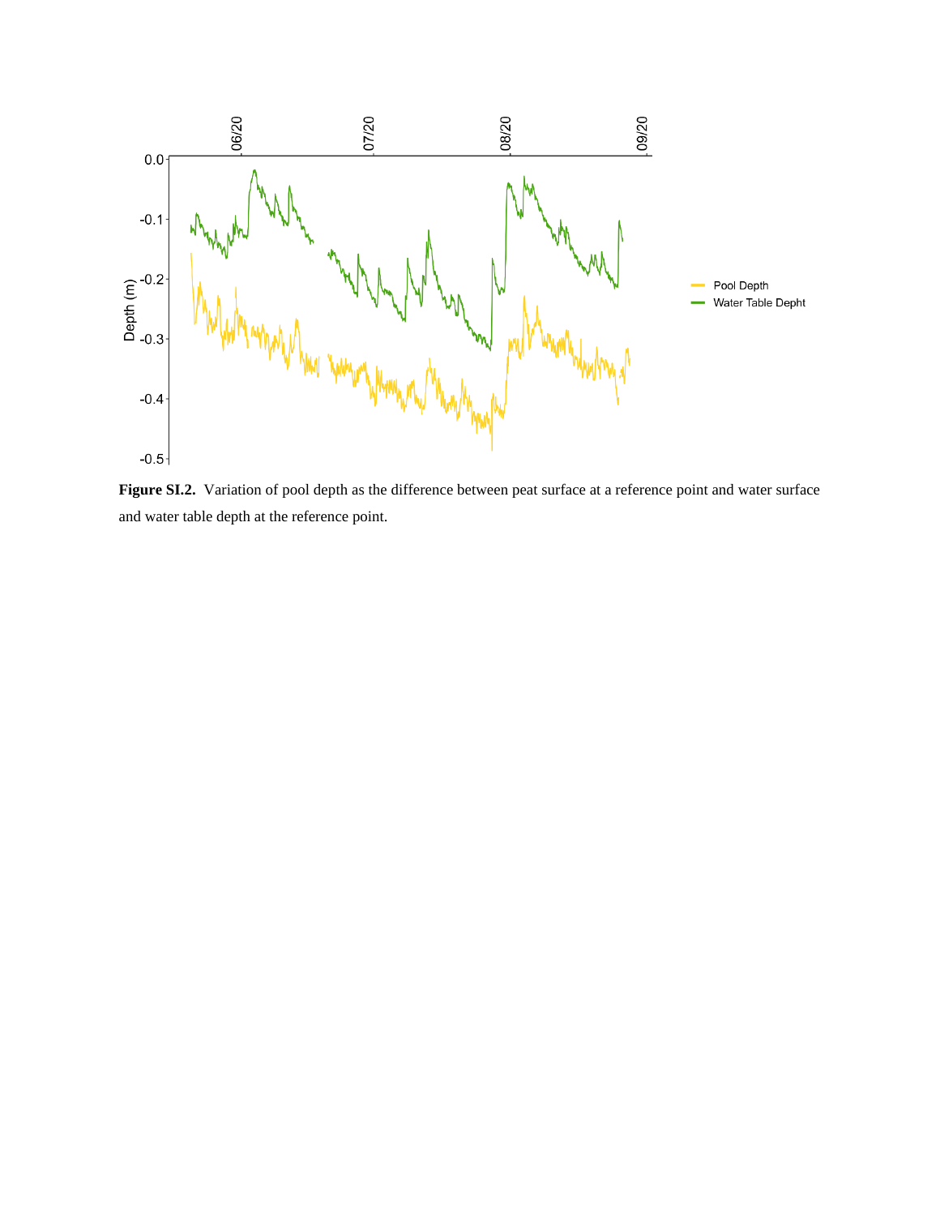**Figure SI.2.** Variation of pool depth as the difference between peat surface at a reference point and water surface and water table depth at the reference point.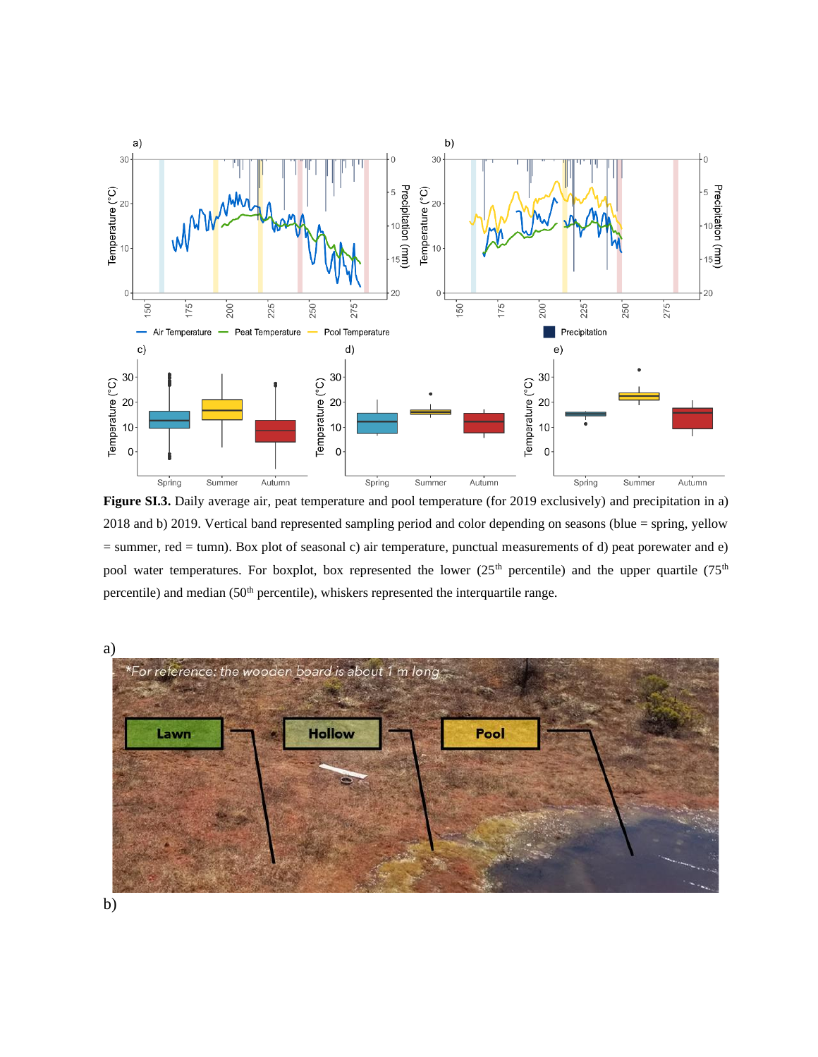**Figure SI.3.** Daily average air, peat temperature and pool temperature (for 2019 exclusively) and precipitation in a) 2018 and b) 2019. Vertical band represented sampling period and color depending on seasons (blue = spring, yellow = summer, red = tumn). Box plot of seasonal c) air temperature, punctual measurements of d) peat porewater and e) pool water temperatures. For boxplot, box represented the lower (25th percentile) and the upper quartile (75th percentile) and median (50th percentile), whiskers represented the interquartile range.

a)

b)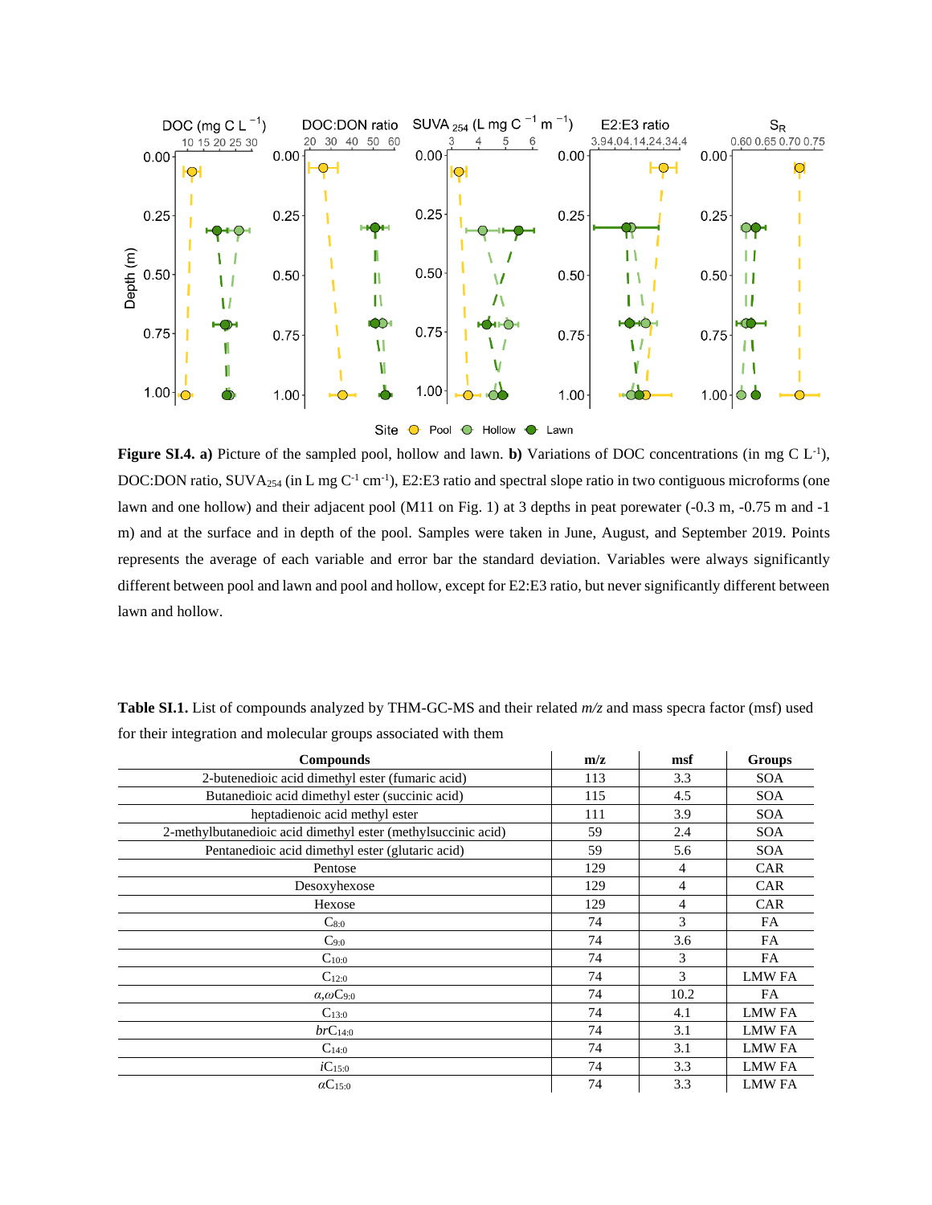**Figure SI.4. a)** Picture of the sampled pool, hollow and lawn. **b)** Variations of DOC concentrations (in mg C L$^{-1}$), DOC:DON ratio, SUVA$_{254}$ (in L mg C$^{-1}$ cm$^{-1}$), E2:E3 ratio and spectral slope ratio in two contiguous microforms (one lawn and one hollow) and their adjacent pool (M11 on Fig. 1) at 3 depths in peat porewater (-0.3 m, -0.75 m and -1 m) and at the surface and in depth of the pool. Samples were taken in June, August, and September 2019. Points represents the average of each variable and error bar the standard deviation. Variables were always significantly different between pool and lawn and pool and hollow, except for E2:E3 ratio, but never significantly different between lawn and hollow.

**Table SI.1.** List of compounds analyzed by THM-GC-MS and their related *m/z* and mass specra factor (msf) used for their integration and molecular groups associated with them

| Compounds | m/z | msf | Groups |
|---|---|---|---|
| 2-butenedioic acid dimethyl ester (fumaric acid) | 113 | 3.3 | SOA |
| Butanedioic acid dimethyl ester (succinic acid) | 115 | 4.5 | SOA |
| heptadienoic acid methyl ester | 111 | 3.9 | SOA |
| 2-methylbutanedioic acid dimethyl ester (methylsuccinic acid) | 59 | 2.4 | SOA |
| Pentanedioic acid dimethyl ester (glutaric acid) | 59 | 5.6 | SOA |
| Pentose | 129 | 4 | CAR |
| Desoxyhexose | 129 | 4 | CAR |
| Hexose | 129 | 4 | CAR |
| $C_{8:0}$ | 74 | 3 | FA |
| $C_{9:0}$ | 74 | 3.6 | FA |
| $C_{10:0}$ | 74 | 3 | FA |
| $C_{12:0}$ | 74 | 3 | LMW FA |
| $\alpha,\omega C_{9:0}$ | 74 | 10.2 | FA |
| $C_{13:0}$ | 74 | 4.1 | LMW FA |
| $brC_{14:0}$ | 74 | 3.1 | LMW FA |
| $C_{14:0}$ | 74 | 3.1 | LMW FA |
| $iC_{15:0}$ | 74 | 3.3 | LMW FA |
| $\alpha C_{15:0}$ | 74 | 3.3 | LMW FA |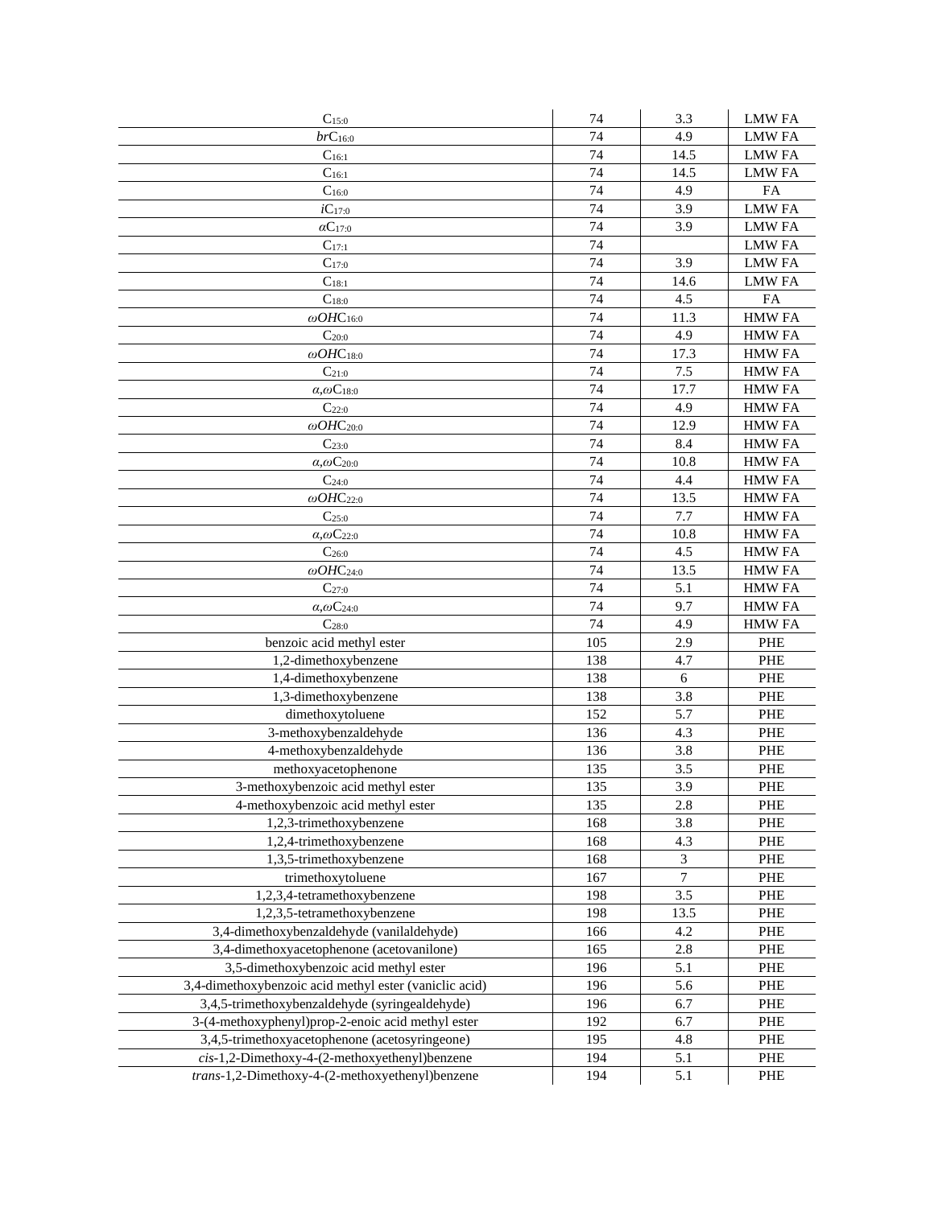| | | | |
|---|---|---|---|
| $C_{15:0}$ | 74 | 3.3 | LMW FA |
| $brC_{16:0}$ | 74 | 4.9 | LMW FA |
| $C_{16:1}$ | 74 | 14.5 | LMW FA |
| $C_{16:1}$ | 74 | 14.5 | LMW FA |
| $C_{16:0}$ | 74 | 4.9 | FA |
| $iC_{17:0}$ | 74 | 3.9 | LMW FA |
| $\alpha C_{17:0}$ | 74 | 3.9 | LMW FA |
| $C_{17:1}$ | 74 | | LMW FA |
| $C_{17:0}$ | 74 | 3.9 | LMW FA |
| $C_{18:1}$ | 74 | 14.6 | LMW FA |
| $C_{18:0}$ | 74 | 4.5 | FA |
| $\omega OHC_{16:0}$ | 74 | 11.3 | HMW FA |
| $C_{20:0}$ | 74 | 4.9 | HMW FA |
| $\omega OHC_{18:0}$ | 74 | 17.3 | HMW FA |
| $C_{21:0}$ | 74 | 7.5 | HMW FA |
| $\alpha,\omega C_{18:0}$ | 74 | 17.7 | HMW FA |
| $C_{22:0}$ | 74 | 4.9 | HMW FA |
| $\omega OHC_{20:0}$ | 74 | 12.9 | HMW FA |
| $C_{23:0}$ | 74 | 8.4 | HMW FA |
| $\alpha,\omega C_{20:0}$ | 74 | 10.8 | HMW FA |
| $C_{24:0}$ | 74 | 4.4 | HMW FA |
| $\omega OHC_{22:0}$ | 74 | 13.5 | HMW FA |
| $C_{25:0}$ | 74 | 7.7 | HMW FA |
| $\alpha,\omega C_{22:0}$ | 74 | 10.8 | HMW FA |
| $C_{26:0}$ | 74 | 4.5 | HMW FA |
| $\omega OHC_{24:0}$ | 74 | 13.5 | HMW FA |
| $C_{27:0}$ | 74 | 5.1 | HMW FA |
| $\alpha,\omega C_{24:0}$ | 74 | 9.7 | HMW FA |
| $C_{28:0}$ | 74 | 4.9 | HMW FA |
| benzoic acid methyl ester | 105 | 2.9 | PHE |
| 1,2-dimethoxybenzene | 138 | 4.7 | PHE |
| 1,4-dimethoxybenzene | 138 | 6 | PHE |
| 1,3-dimethoxybenzene | 138 | 3.8 | PHE |
| dimethoxytoluene | 152 | 5.7 | PHE |
| 3-methoxybenzaldehyde | 136 | 4.3 | PHE |
| 4-methoxybenzaldehyde | 136 | 3.8 | PHE |
| methoxyacetophenone | 135 | 3.5 | PHE |
| 3-methoxybenzoic acid methyl ester | 135 | 3.9 | PHE |
| 4-methoxybenzoic acid methyl ester | 135 | 2.8 | PHE |
| 1,2,3-trimethoxybenzene | 168 | 3.8 | PHE |
| 1,2,4-trimethoxybenzene | 168 | 4.3 | PHE |
| 1,3,5-trimethoxybenzene | 168 | 3 | PHE |
| trimethoxytoluene | 167 | 7 | PHE |
| 1,2,3,4-tetramethoxybenzene | 198 | 3.5 | PHE |
| 1,2,3,5-tetramethoxybenzene | 198 | 13.5 | PHE |
| 3,4-dimethoxybenzaldehyde (vanilaldehyde) | 166 | 4.2 | PHE |
| 3,4-dimethoxyacetophenone (acetovanilone) | 165 | 2.8 | PHE |
| 3,5-dimethoxybenzoic acid methyl ester | 196 | 5.1 | PHE |
| 3,4-dimethoxybenzoic acid methyl ester (vaniclic acid) | 196 | 5.6 | PHE |
| 3,4,5-trimethoxybenzaldehyde (syringealdehyde) | 196 | 6.7 | PHE |
| 3-(4-methoxyphenyl)prop-2-enoic acid methyl ester | 192 | 6.7 | PHE |
| 3,4,5-trimethoxyacetophenone (acetosyringeone) | 195 | 4.8 | PHE |
| *cis*-1,2-Dimethoxy-4-(2-methoxyethenyl)benzene | 194 | 5.1 | PHE |
| *trans*-1,2-Dimethoxy-4-(2-methoxyethenyl)benzene | 194 | 5.1 | PHE |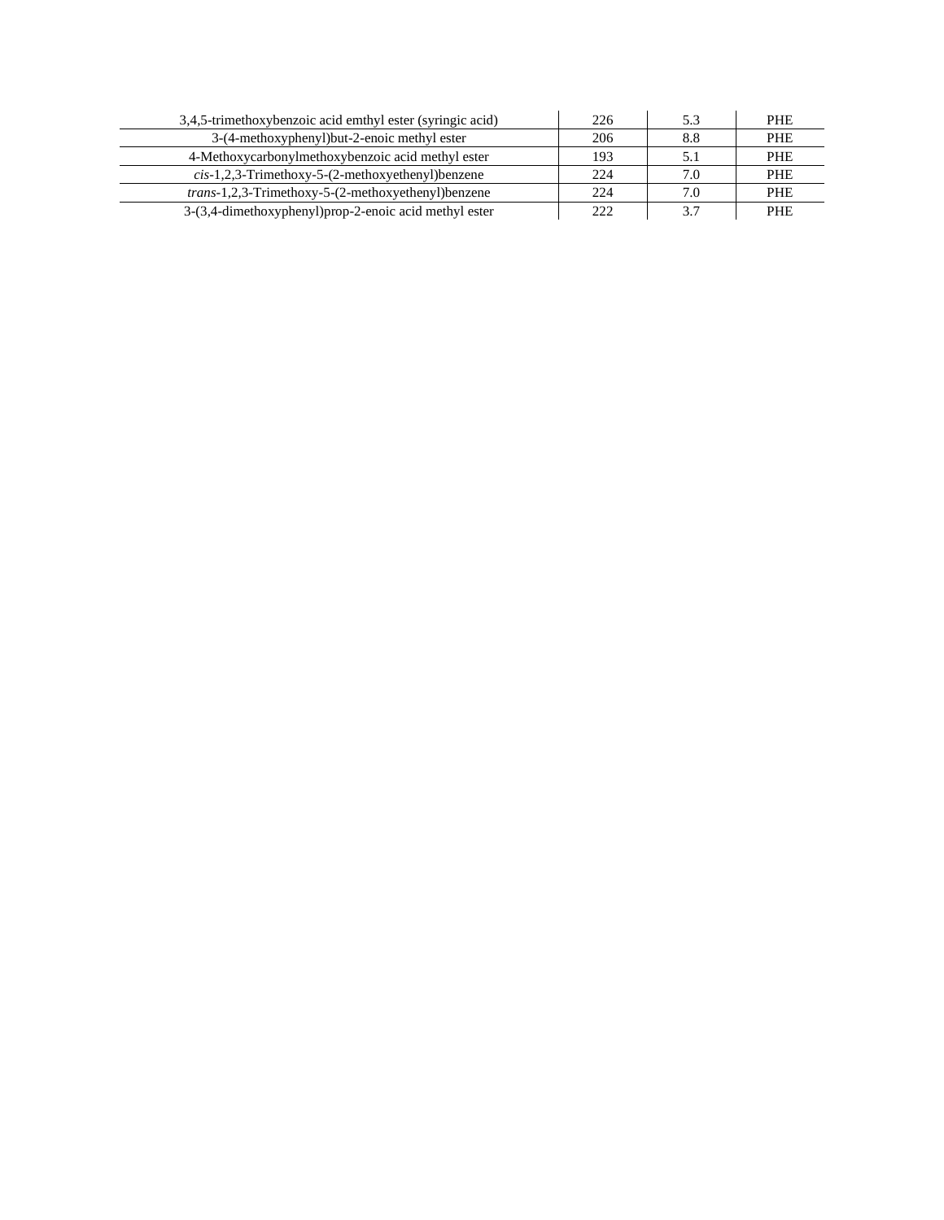| | | | |
|---|---|---|---|
| 3,4,5-trimethoxybenzoic acid emthyl ester (syringic acid) | 226 | 5.3 | PHE |
| 3-(4-methoxyphenyl)but-2-enoic methyl ester | 206 | 8.8 | PHE |
| 4-Methoxycarbonylmethoxybenzoic acid methyl ester | 193 | 5.1 | PHE |
| *cis*-1,2,3-Trimethoxy-5-(2-methoxyethenyl)benzene | 224 | 7.0 | PHE |
| *trans*-1,2,3-Trimethoxy-5-(2-methoxyethenyl)benzene | 224 | 7.0 | PHE |
| 3-(3,4-dimethoxyphenyl)prop-2-enoic acid methyl ester | 222 | 3.7 | PHE |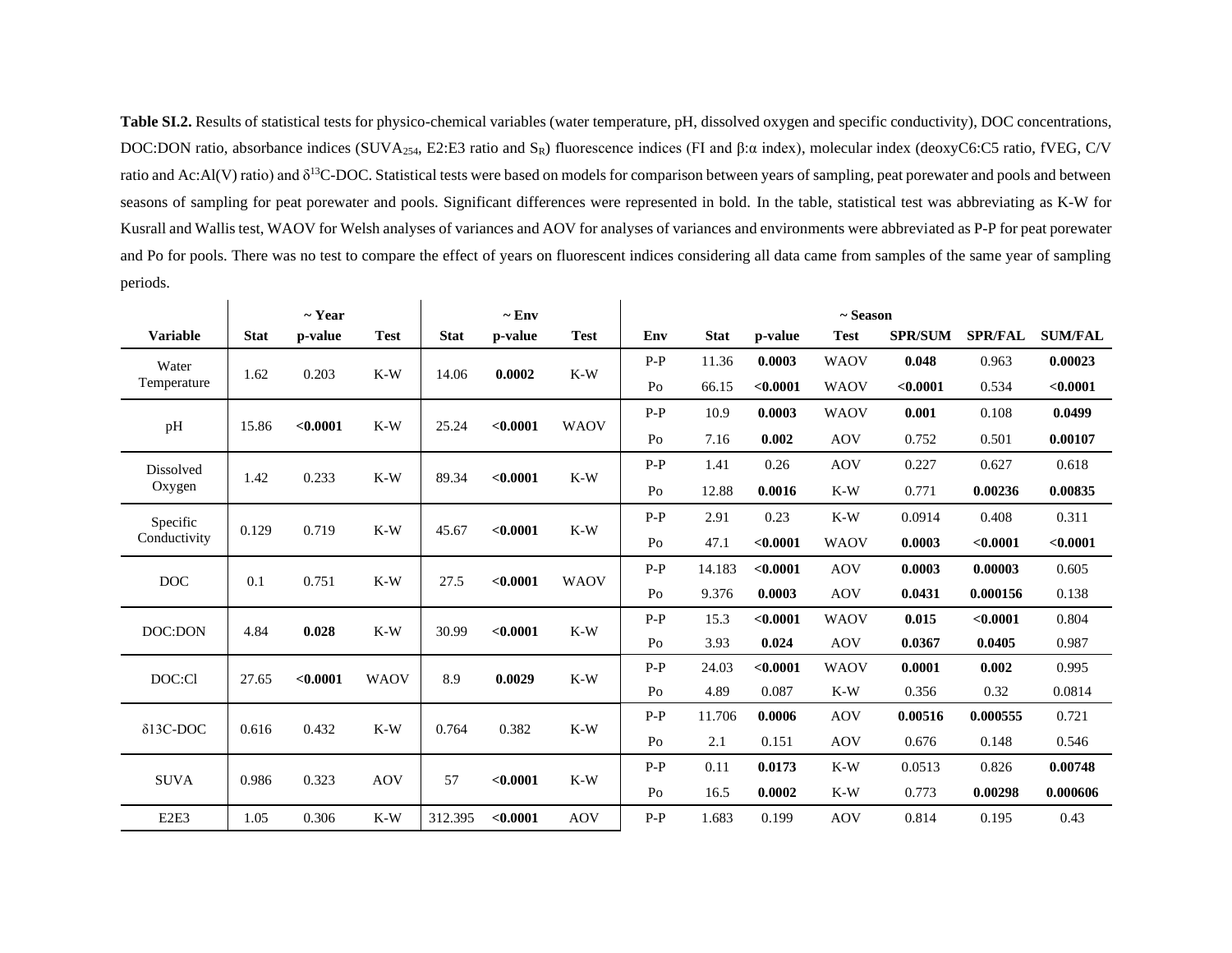**Table SI.2.** Results of statistical tests for physico-chemical variables (water temperature, pH, dissolved oxygen and specific conductivity), DOC concentrations, DOC:DON ratio, absorbance indices ($SUVA_{254}$, E2:E3 ratio and $S_R$) fluorescence indices (FI and β:α index), molecular index (deoxyC6:C5 ratio, fVEG, C/V ratio and Ac:Al(V) ratio) and $\delta^{13}$C-DOC. Statistical tests were based on models for comparison between years of sampling, peat porewater and pools and between seasons of sampling for peat porewater and pools. Significant differences were represented in bold. In the table, statistical test was abbreviating as K-W for Kusrall and Wallis test, WAOV for Welsh analyses of variances and AOV for analyses of variances and environments were abbreviated as P-P for peat porewater and Po for pools. There was no test to compare the effect of years on fluorescent indices considering all data came from samples of the same year of sampling periods.

| | ~ Year | | | ~ Env | | | ~ Season | | | | | | |
|---|---|---|---|---|---|---|---|---|---|---|---|---|---|
| **Variable** | **Stat** | **p-value** | **Test** | **Stat** | **p-value** | **Test** | **Env** | **Stat** | **p-value** | **Test** | **SPR/SUM** | **SPR/FAL** | **SUM/FAL** |
| Water Temperature | 1.62 | 0.203 | K-W | 14.06 | **0.0002** | K-W | P-P | 11.36 | **0.0003** | WAOV | **0.048** | 0.963 | **0.00023** |
| | | | | | | | Po | 66.15 | **<0.0001** | WAOV | **<0.0001** | 0.534 | **<0.0001** |
| pH | 15.86 | **<0.0001** | K-W | 25.24 | **<0.0001** | WAOV | P-P | 10.9 | **0.0003** | WAOV | **0.001** | 0.108 | **0.0499** |
| | | | | | | | Po | 7.16 | **0.002** | AOV | 0.752 | 0.501 | **0.00107** |
| Dissolved Oxygen | 1.42 | 0.233 | K-W | 89.34 | **<0.0001** | K-W | P-P | 1.41 | 0.26 | AOV | 0.227 | 0.627 | 0.618 |
| | | | | | | | Po | 12.88 | **0.0016** | K-W | 0.771 | **0.00236** | **0.00835** |
| Specific Conductivity | 0.129 | 0.719 | K-W | 45.67 | **<0.0001** | K-W | P-P | 2.91 | 0.23 | K-W | 0.0914 | 0.408 | 0.311 |
| | | | | | | | Po | 47.1 | **<0.0001** | WAOV | **0.0003** | **<0.0001** | **<0.0001** |
| DOC | 0.1 | 0.751 | K-W | 27.5 | **<0.0001** | WAOV | P-P | 14.183 | **<0.0001** | AOV | **0.0003** | **0.00003** | 0.605 |
| | | | | | | | Po | 9.376 | **0.0003** | AOV | **0.0431** | **0.000156** | 0.138 |
| DOC:DON | 4.84 | **0.028** | K-W | 30.99 | **<0.0001** | K-W | P-P | 15.3 | **<0.0001** | WAOV | **0.015** | **<0.0001** | 0.804 |
| | | | | | | | Po | 3.93 | **0.024** | AOV | **0.0367** | **0.0405** | 0.987 |
| DOC:Cl | 27.65 | **<0.0001** | WAOV | 8.9 | **0.0029** | K-W | P-P | 24.03 | **<0.0001** | WAOV | **0.0001** | **0.002** | 0.995 |
| | | | | | | | Po | 4.89 | 0.087 | K-W | 0.356 | 0.32 | 0.0814 |
| δ13C-DOC | 0.616 | 0.432 | K-W | 0.764 | 0.382 | K-W | P-P | 11.706 | **0.0006** | AOV | **0.00516** | **0.000555** | 0.721 |
| | | | | | | | Po | 2.1 | 0.151 | AOV | 0.676 | 0.148 | 0.546 |
| SUVA | 0.986 | 0.323 | AOV | 57 | **<0.0001** | K-W | P-P | 0.11 | **0.0173** | K-W | 0.0513 | 0.826 | **0.00748** |
| | | | | | | | Po | 16.5 | **0.0002** | K-W | 0.773 | **0.00298** | **0.000606** |
| E2E3 | 1.05 | 0.306 | K-W | 312.395 | **<0.0001** | AOV | P-P | 1.683 | 0.199 | AOV | 0.814 | 0.195 | 0.43 |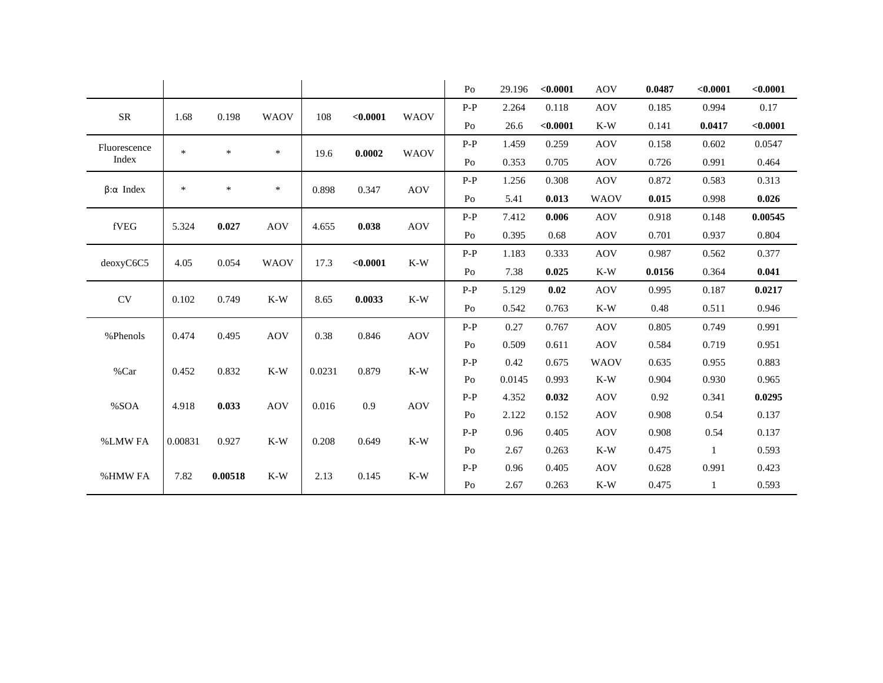| | | | | | | | | | | | | | |
|---|---|---|---|---|---|---|---|---|---|---|---|---|---|
| | | | | | | | Po | 29.196 | **<0.0001** | AOV | **0.0487** | **<0.0001** | **<0.0001** |
| SR | 1.68 | 0.198 | WAOV | 108 | **<0.0001** | WAOV | P-P | 2.264 | 0.118 | AOV | 0.185 | 0.994 | 0.17 |
| | | | | | | | Po | 26.6 | **<0.0001** | K-W | 0.141 | **0.0417** | **<0.0001** |
| Fluorescence Index | * | * | * | 19.6 | **0.0002** | WAOV | P-P | 1.459 | 0.259 | AOV | 0.158 | 0.602 | 0.0547 |
| | | | | | | | Po | 0.353 | 0.705 | AOV | 0.726 | 0.991 | 0.464 |
| β:α Index | * | * | * | 0.898 | 0.347 | AOV | P-P | 1.256 | 0.308 | AOV | 0.872 | 0.583 | 0.313 |
| | | | | | | | Po | 5.41 | **0.013** | WAOV | **0.015** | 0.998 | **0.026** |
| fVEG | 5.324 | **0.027** | AOV | 4.655 | **0.038** | AOV | P-P | 7.412 | **0.006** | AOV | 0.918 | 0.148 | **0.00545** |
| | | | | | | | Po | 0.395 | 0.68 | AOV | 0.701 | 0.937 | 0.804 |
| deoxyC6C5 | 4.05 | 0.054 | WAOV | 17.3 | **<0.0001** | K-W | P-P | 1.183 | 0.333 | AOV | 0.987 | 0.562 | 0.377 |
| | | | | | | | Po | 7.38 | **0.025** | K-W | **0.0156** | 0.364 | **0.041** |
| CV | 0.102 | 0.749 | K-W | 8.65 | **0.0033** | K-W | P-P | 5.129 | **0.02** | AOV | 0.995 | 0.187 | **0.0217** |
| | | | | | | | Po | 0.542 | 0.763 | K-W | 0.48 | 0.511 | 0.946 |
| %Phenols | 0.474 | 0.495 | AOV | 0.38 | 0.846 | AOV | P-P | 0.27 | 0.767 | AOV | 0.805 | 0.749 | 0.991 |
| | | | | | | | Po | 0.509 | 0.611 | AOV | 0.584 | 0.719 | 0.951 |
| %Car | 0.452 | 0.832 | K-W | 0.0231 | 0.879 | K-W | P-P | 0.42 | 0.675 | WAOV | 0.635 | 0.955 | 0.883 |
| | | | | | | | Po | 0.0145 | 0.993 | K-W | 0.904 | 0.930 | 0.965 |
| %SOA | 4.918 | **0.033** | AOV | 0.016 | 0.9 | AOV | P-P | 4.352 | **0.032** | AOV | 0.92 | 0.341 | **0.0295** |
| | | | | | | | Po | 2.122 | 0.152 | AOV | 0.908 | 0.54 | 0.137 |
| %LMW FA | 0.00831 | 0.927 | K-W | 0.208 | 0.649 | K-W | P-P | 0.96 | 0.405 | AOV | 0.908 | 0.54 | 0.137 |
| | | | | | | | Po | 2.67 | 0.263 | K-W | 0.475 | 1 | 0.593 |
| %HMW FA | 7.82 | **0.00518** | K-W | 2.13 | 0.145 | K-W | P-P | 0.96 | 0.405 | AOV | 0.628 | 0.991 | 0.423 |
| | | | | | | | Po | 2.67 | 0.263 | K-W | 0.475 | 1 | 0.593 |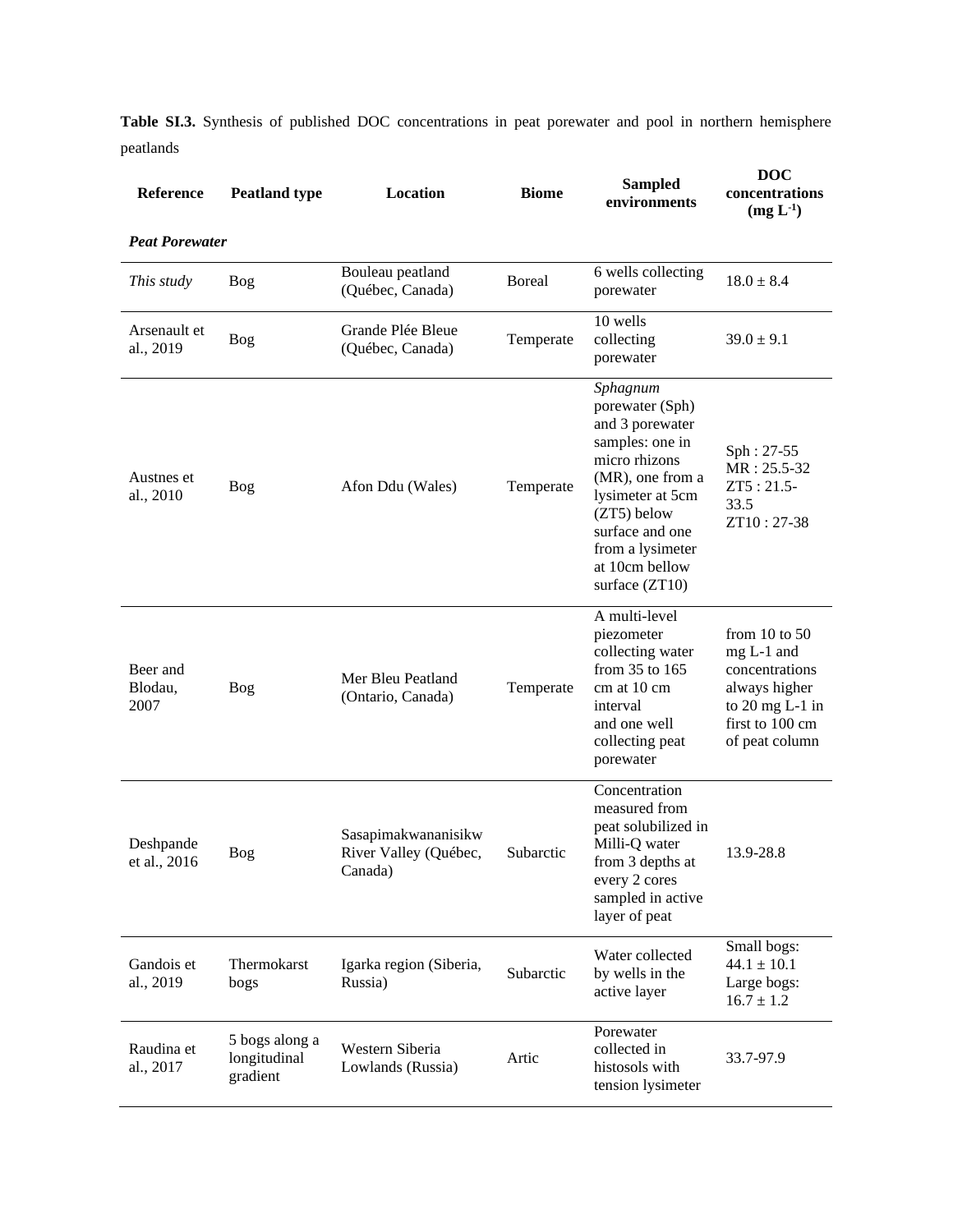**Table SI.3.** Synthesis of published DOC concentrations in peat porewater and pool in northern hemisphere peatlands

| Reference | Peatland type | Location | Biome | Sampled environments | DOC concentrations (mg $L^{-1}$) |
|---|---|---|---|---|---|
| ***Peat Porewater*** | | | | | |
| *This study* | Bog | Bouleau peatland (Québec, Canada) | Boreal | 6 wells collecting porewater | 18.0 ± 8.4 |
| Arsenault et al., 2019 | Bog | Grande Plée Bleue (Québec, Canada) | Temperate | 10 wells collecting porewater | 39.0 ± 9.1 |
| Austnes et al., 2010 | Bog | Afon Ddu (Wales) | Temperate | *Sphagnum* porewater (Sph) and 3 porewater samples: one in micro rhizons (MR), one from a lysimeter at 5cm (ZT5) below surface and one from a lysimeter at 10cm bellow surface (ZT10) | Sph : 27-55 MR : 25.5-32 ZT5 : 21.5-33.5 ZT10 : 27-38 |
| Beer and Blodau, 2007 | Bog | Mer Bleu Peatland (Ontario, Canada) | Temperate | A multi-level piezometer collecting water from 35 to 165 cm at 10 cm interval and one well collecting peat porewater | from 10 to 50 mg L-1 and concentrations always higher to 20 mg L-1 in first to 100 cm of peat column |
| Deshpande et al., 2016 | Bog | Sasapimakwananisikw River Valley (Québec, Canada) | Subarctic | Concentration measured from peat solubilized in Milli-Q water from 3 depths at every 2 cores sampled in active layer of peat | 13.9-28.8 |
| Gandois et al., 2019 | Thermokarst bogs | Igarka region (Siberia, Russia) | Subarctic | Water collected by wells in the active layer | Small bogs: 44.1 ± 10.1 Large bogs: 16.7 ± 1.2 |
| Raudina et al., 2017 | 5 bogs along a longitudinal gradient | Western Siberia Lowlands (Russia) | Artic | Porewater collected in histosols with tension lysimeter | 33.7-97.9 |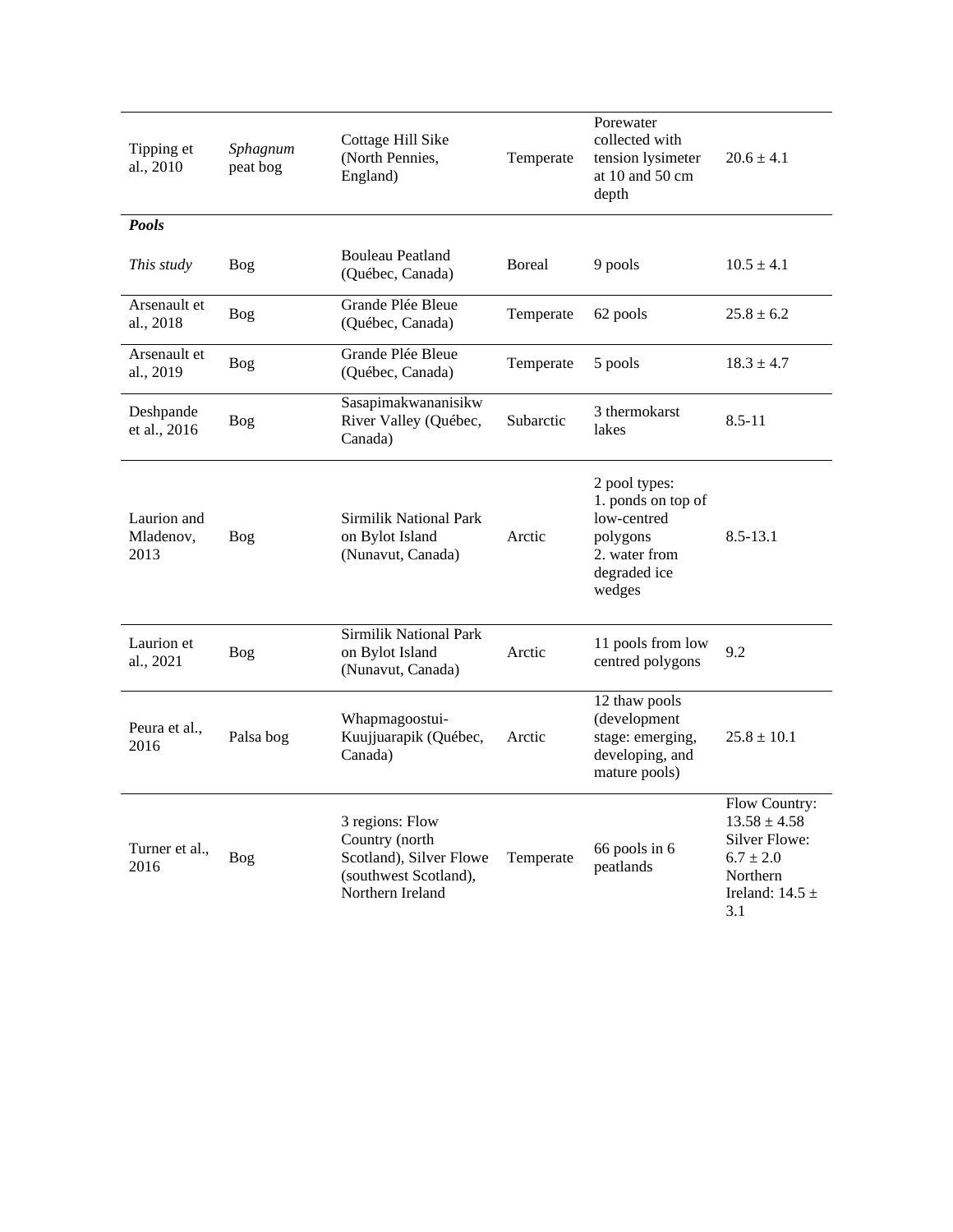| | | | | | |
|---|---|---|---|---|---|
| Tipping et al., 2010 | *Sphagnum* peat bog | Cottage Hill Sike (North Pennies, England) | Temperate | Porewater collected with tension lysimeter at 10 and 50 cm depth | 20.6 ± 4.1 |
| ***Pools*** | | | | | |
| *This study* | Bog | Bouleau Peatland (Québec, Canada) | Boreal | 9 pools | 10.5 ± 4.1 |
| Arsenault et al., 2018 | Bog | Grande Plée Bleue (Québec, Canada) | Temperate | 62 pools | 25.8 ± 6.2 |
| Arsenault et al., 2019 | Bog | Grande Plée Bleue (Québec, Canada) | Temperate | 5 pools | 18.3 ± 4.7 |
| Deshpande et al., 2016 | Bog | Sasapimakwananisikw River Valley (Québec, Canada) | Subarctic | 3 thermokarst lakes | 8.5-11 |
| Laurion and Mladenov, 2013 | Bog | Sirmilik National Park on Bylot Island (Nunavut, Canada) | Arctic | 2 pool types: 1. ponds on top of low-centred polygons 2. water from degraded ice wedges | 8.5-13.1 |
| Laurion et al., 2021 | Bog | Sirmilik National Park on Bylot Island (Nunavut, Canada) | Arctic | 11 pools from low centred polygons | 9.2 |
| Peura et al., 2016 | Palsa bog | Whapmagoostui-Kuujjuarapik (Québec, Canada) | Arctic | 12 thaw pools (development stage: emerging, developing, and mature pools) | 25.8 ± 10.1 |
| Turner et al., 2016 | Bog | 3 regions: Flow Country (north Scotland), Silver Flowe (southwest Scotland), Northern Ireland | Temperate | 66 pools in 6 peatlands | Flow Country: 13.58 ± 4.58 Silver Flowe: 6.7 ± 2.0 Northern Ireland: 14.5 ± 3.1 |